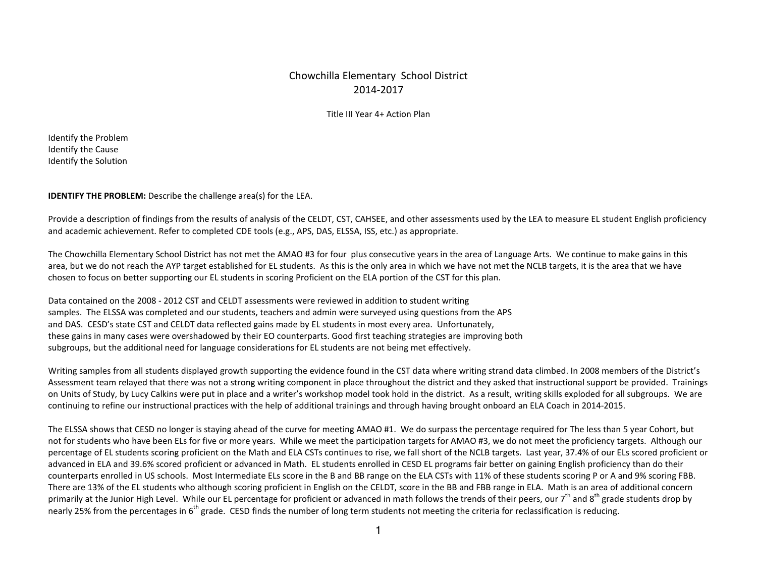# Chowchilla Elementary School District
## 2014-2017

Title III Year 4+ Action Plan

Identify the Problem
Identify the Cause
Identify the Solution

**IDENTIFY THE PROBLEM:** Describe the challenge area(s) for the LEA.

Provide a description of findings from the results of analysis of the CELDT, CST, CAHSEE, and other assessments used by the LEA to measure EL student English proficiency and academic achievement. Refer to completed CDE tools (e.g., APS, DAS, ELSSA, ISS, etc.) as appropriate.

The Chowchilla Elementary School District has not met the AMAO #3 for four plus consecutive years in the area of Language Arts. We continue to make gains in this area, but we do not reach the AYP target established for EL students. As this is the only area in which we have not met the NCLB targets, it is the area that we have chosen to focus on better supporting our EL students in scoring Proficient on the ELA portion of the CST for this plan.

Data contained on the 2008 - 2012 CST and CELDT assessments were reviewed in addition to student writing samples. The ELSSA was completed and our students, teachers and admin were surveyed using questions from the APS and DAS. CESD's state CST and CELDT data reflected gains made by EL students in most every area. Unfortunately, these gains in many cases were overshadowed by their EO counterparts. Good first teaching strategies are improving both subgroups, but the additional need for language considerations for EL students are not being met effectively.

Writing samples from all students displayed growth supporting the evidence found in the CST data where writing strand data climbed. In 2008 members of the District's Assessment team relayed that there was not a strong writing component in place throughout the district and they asked that instructional support be provided. Trainings on Units of Study, by Lucy Calkins were put in place and a writer's workshop model took hold in the district. As a result, writing skills exploded for all subgroups. We are continuing to refine our instructional practices with the help of additional trainings and through having brought onboard an ELA Coach in 2014-2015.

The ELSSA shows that CESD no longer is staying ahead of the curve for meeting AMAO #1. We do surpass the percentage required for The less than 5 year Cohort, but not for students who have been ELs for five or more years. While we meet the participation targets for AMAO #3, we do not meet the proficiency targets. Although our percentage of EL students scoring proficient on the Math and ELA CSTs continues to rise, we fall short of the NCLB targets. Last year, 37.4% of our ELs scored proficient or advanced in ELA and 39.6% scored proficient or advanced in Math. EL students enrolled in CESD EL programs fair better on gaining English proficiency than do their counterparts enrolled in US schools. Most Intermediate ELs score in the B and BB range on the ELA CSTs with 11% of these students scoring P or A and 9% scoring FBB. There are 13% of the EL students who although scoring proficient in English on the CELDT, score in the BB and FBB range in ELA. Math is an area of additional concern primarily at the Junior High Level. While our EL percentage for proficient or advanced in math follows the trends of their peers, our 7th and 8th grade students drop by nearly 25% from the percentages in 6th grade. CESD finds the number of long term students not meeting the criteria for reclassification is reducing.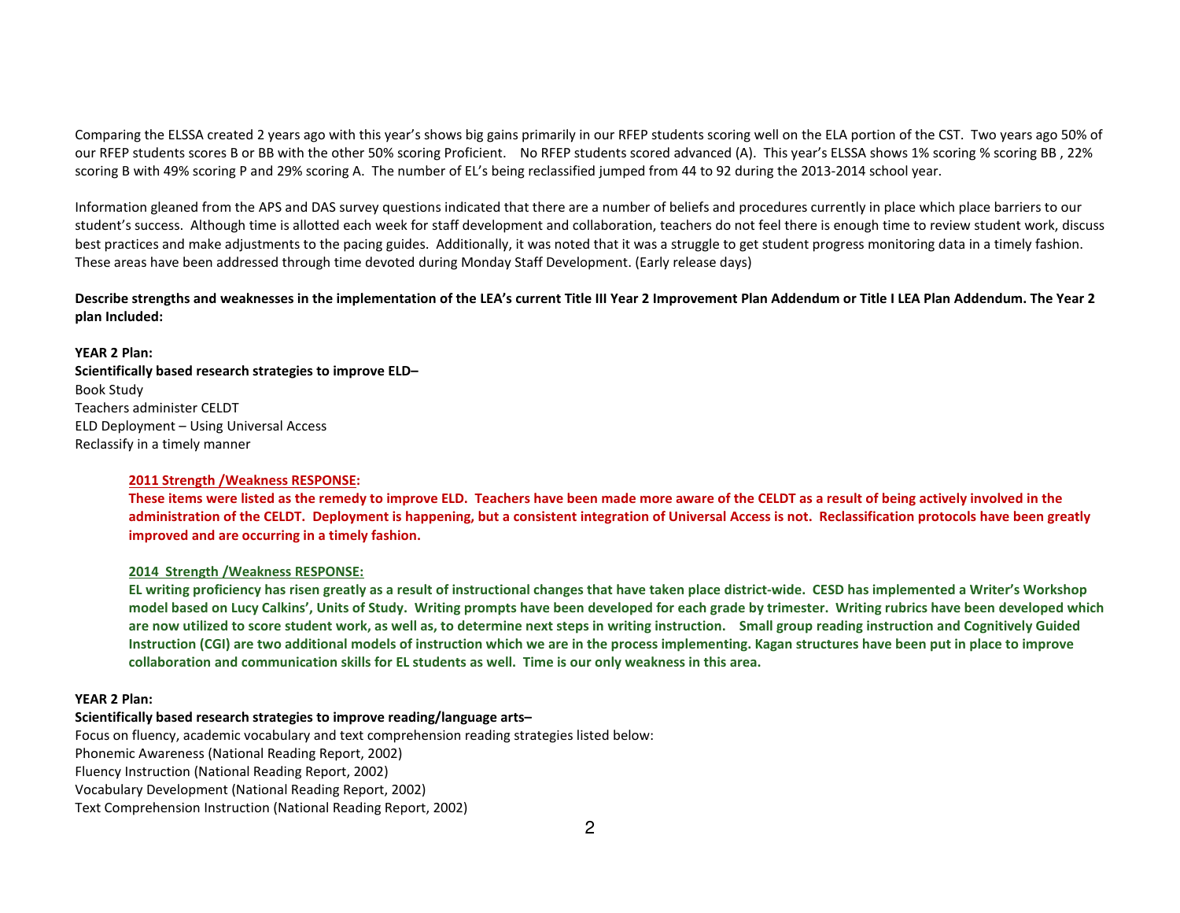Comparing the ELSSA created 2 years ago with this year's shows big gains primarily in our RFEP students scoring well on the ELA portion of the CST. Two years ago 50% of our RFEP students scores B or BB with the other 50% scoring Proficient. No RFEP students scored advanced (A). This year's ELSSA shows 1% scoring % scoring BB , 22% scoring B with 49% scoring P and 29% scoring A. The number of EL's being reclassified jumped from 44 to 92 during the 2013-2014 school year.

Information gleaned from the APS and DAS survey questions indicated that there are a number of beliefs and procedures currently in place which place barriers to our student's success. Although time is allotted each week for staff development and collaboration, teachers do not feel there is enough time to review student work, discuss best practices and make adjustments to the pacing guides. Additionally, it was noted that it was a struggle to get student progress monitoring data in a timely fashion. These areas have been addressed through time devoted during Monday Staff Development. (Early release days)

**Describe strengths and weaknesses in the implementation of the LEA's current Title III Year 2 Improvement Plan Addendum or Title I LEA Plan Addendum. The Year 2 plan Included:**

**YEAR 2 Plan:**
**Scientifically based research strategies to improve ELD–**
Book Study
Teachers administer CELDT
ELD Deployment – Using Universal Access
Reclassify in a timely manner

> **2011 Strength /Weakness RESPONSE:**
>
> **These items were listed as the remedy to improve ELD. Teachers have been made more aware of the CELDT as a result of being actively involved in the administration of the CELDT. Deployment is happening, but a consistent integration of Universal Access is not. Reclassification protocols have been greatly improved and are occurring in a timely fashion.**
>
> **2014 Strength /Weakness RESPONSE:**
>
> **EL writing proficiency has risen greatly as a result of instructional changes that have taken place district-wide. CESD has implemented a Writer's Workshop model based on Lucy Calkins', Units of Study. Writing prompts have been developed for each grade by trimester. Writing rubrics have been developed which are now utilized to score student work, as well as, to determine next steps in writing instruction. Small group reading instruction and Cognitively Guided Instruction (CGI) are two additional models of instruction which we are in the process implementing. Kagan structures have been put in place to improve collaboration and communication skills for EL students as well. Time is our only weakness in this area.**

**YEAR 2 Plan:**
**Scientifically based research strategies to improve reading/language arts–**
Focus on fluency, academic vocabulary and text comprehension reading strategies listed below:
Phonemic Awareness (National Reading Report, 2002)
Fluency Instruction (National Reading Report, 2002)
Vocabulary Development (National Reading Report, 2002)
Text Comprehension Instruction (National Reading Report, 2002)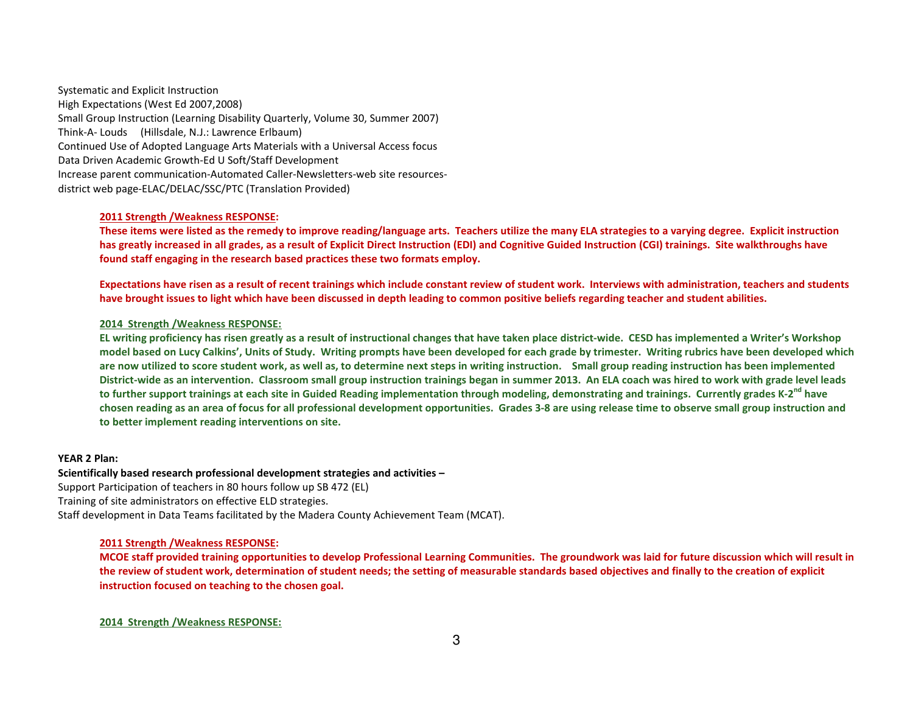Systematic and Explicit Instruction
High Expectations (West Ed 2007,2008)
Small Group Instruction (Learning Disability Quarterly, Volume 30, Summer 2007)
Think-A- Louds (Hillsdale, N.J.: Lawrence Erlbaum)
Continued Use of Adopted Language Arts Materials with a Universal Access focus
Data Driven Academic Growth-Ed U Soft/Staff Development
Increase parent communication-Automated Caller-Newsletters-web site resources-district web page-ELAC/DELAC/SSC/PTC (Translation Provided)

**2011 Strength /Weakness RESPONSE:**

**These items were listed as the remedy to improve reading/language arts. Teachers utilize the many ELA strategies to a varying degree. Explicit instruction has greatly increased in all grades, as a result of Explicit Direct Instruction (EDI) and Cognitive Guided Instruction (CGI) trainings. Site walkthroughs have found staff engaging in the research based practices these two formats employ.**

**Expectations have risen as a result of recent trainings which include constant review of student work. Interviews with administration, teachers and students have brought issues to light which have been discussed in depth leading to common positive beliefs regarding teacher and student abilities.**

**2014 Strength /Weakness RESPONSE:**

**EL writing proficiency has risen greatly as a result of instructional changes that have taken place district-wide. CESD has implemented a Writer's Workshop model based on Lucy Calkins', Units of Study. Writing prompts have been developed for each grade by trimester. Writing rubrics have been developed which are now utilized to score student work, as well as, to determine next steps in writing instruction. Small group reading instruction has been implemented District-wide as an intervention. Classroom small group instruction trainings began in summer 2013. An ELA coach was hired to work with grade level leads to further support trainings at each site in Guided Reading implementation through modeling, demonstrating and trainings. Currently grades K-2nd have chosen reading as an area of focus for all professional development opportunities. Grades 3-8 are using release time to observe small group instruction and to better implement reading interventions on site.**

**YEAR 2 Plan:**

**Scientifically based research professional development strategies and activities –**
Support Participation of teachers in 80 hours follow up SB 472 (EL)
Training of site administrators on effective ELD strategies.
Staff development in Data Teams facilitated by the Madera County Achievement Team (MCAT).

**2011 Strength /Weakness RESPONSE:**

**MCOE staff provided training opportunities to develop Professional Learning Communities. The groundwork was laid for future discussion which will result in the review of student work, determination of student needs; the setting of measurable standards based objectives and finally to the creation of explicit instruction focused on teaching to the chosen goal.**

**2014 Strength /Weakness RESPONSE:**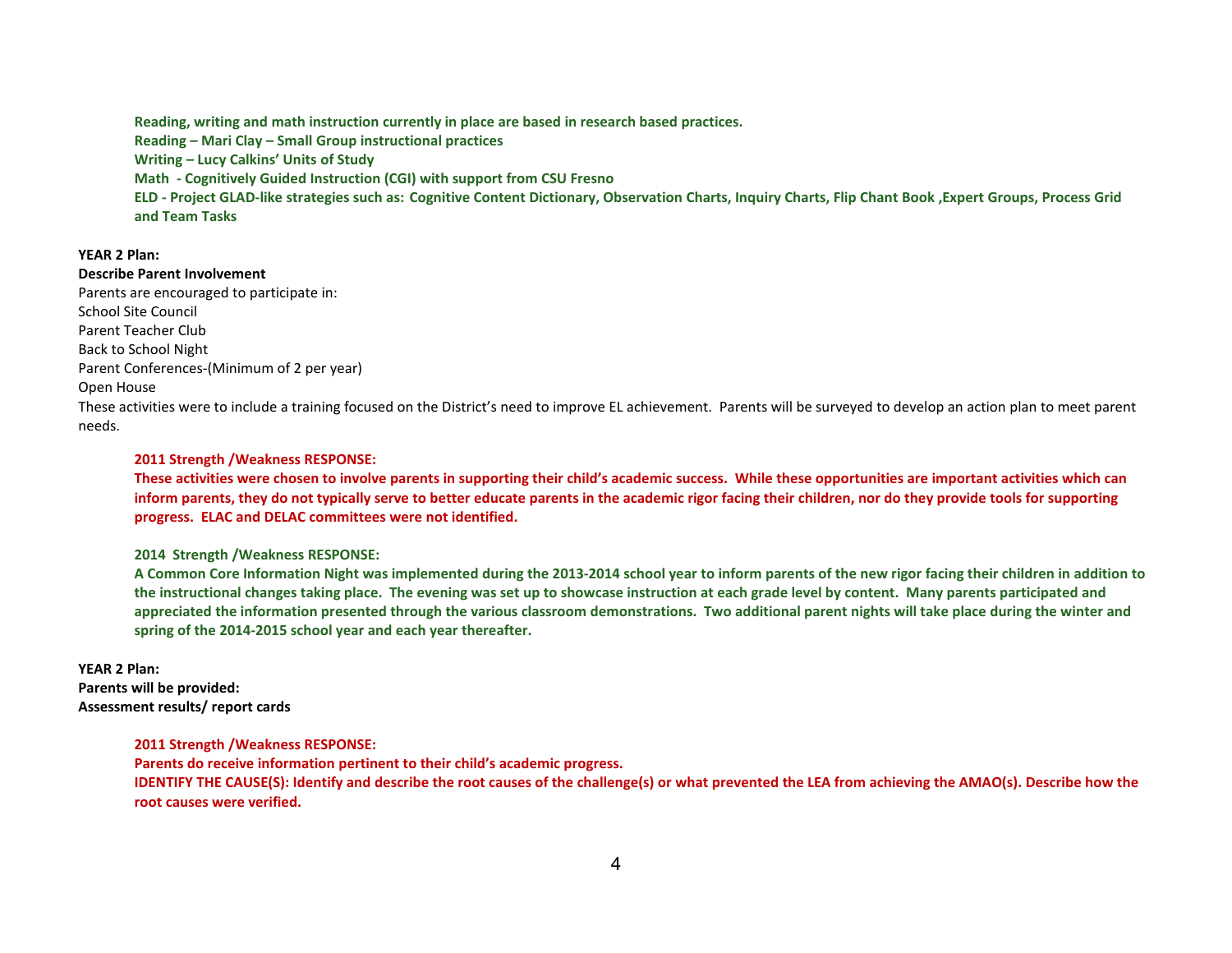**Reading, writing and math instruction currently in place are based in research based practices.**
**Reading – Mari Clay – Small Group instructional practices**
**Writing – Lucy Calkins' Units of Study**
**Math - Cognitively Guided Instruction (CGI) with support from CSU Fresno**
**ELD - Project GLAD-like strategies such as: Cognitive Content Dictionary, Observation Charts, Inquiry Charts, Flip Chant Book ,Expert Groups, Process Grid and Team Tasks**

**YEAR 2 Plan:**
**Describe Parent Involvement**
Parents are encouraged to participate in:
School Site Council
Parent Teacher Club
Back to School Night
Parent Conferences-(Minimum of 2 per year)
Open House
These activities were to include a training focused on the District's need to improve EL achievement. Parents will be surveyed to develop an action plan to meet parent needs.

**2011 Strength /Weakness RESPONSE:**
**These activities were chosen to involve parents in supporting their child's academic success. While these opportunities are important activities which can inform parents, they do not typically serve to better educate parents in the academic rigor facing their children, nor do they provide tools for supporting progress. ELAC and DELAC committees were not identified.**

**2014 Strength /Weakness RESPONSE:**
**A Common Core Information Night was implemented during the 2013-2014 school year to inform parents of the new rigor facing their children in addition to the instructional changes taking place. The evening was set up to showcase instruction at each grade level by content. Many parents participated and appreciated the information presented through the various classroom demonstrations. Two additional parent nights will take place during the winter and spring of the 2014-2015 school year and each year thereafter.**

**YEAR 2 Plan:**
**Parents will be provided:**
**Assessment results/ report cards**

**2011 Strength /Weakness RESPONSE:**
**Parents do receive information pertinent to their child's academic progress.**
**IDENTIFY THE CAUSE(S): Identify and describe the root causes of the challenge(s) or what prevented the LEA from achieving the AMAO(s). Describe how the root causes were verified.**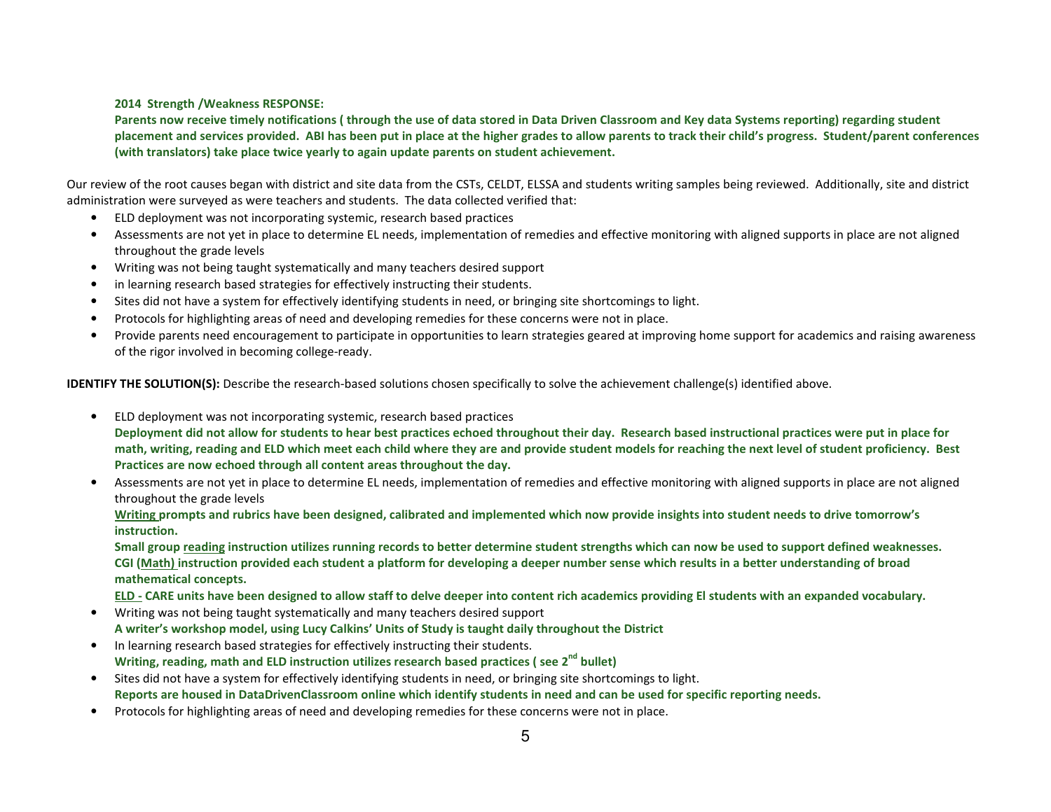**2014 Strength /Weakness RESPONSE:**
**Parents now receive timely notifications ( through the use of data stored in Data Driven Classroom and Key data Systems reporting) regarding student placement and services provided. ABI has been put in place at the higher grades to allow parents to track their child's progress. Student/parent conferences (with translators) take place twice yearly to again update parents on student achievement.**

Our review of the root causes began with district and site data from the CSTs, CELDT, ELSSA and students writing samples being reviewed. Additionally, site and district administration were surveyed as were teachers and students. The data collected verified that:

- ELD deployment was not incorporating systemic, research based practices
- Assessments are not yet in place to determine EL needs, implementation of remedies and effective monitoring with aligned supports in place are not aligned throughout the grade levels
- Writing was not being taught systematically and many teachers desired support
- in learning research based strategies for effectively instructing their students.
- Sites did not have a system for effectively identifying students in need, or bringing site shortcomings to light.
- Protocols for highlighting areas of need and developing remedies for these concerns were not in place.
- Provide parents need encouragement to participate in opportunities to learn strategies geared at improving home support for academics and raising awareness of the rigor involved in becoming college-ready.

**IDENTIFY THE SOLUTION(S):** Describe the research-based solutions chosen specifically to solve the achievement challenge(s) identified above.

- ELD deployment was not incorporating systemic, research based practices
  **Deployment did not allow for students to hear best practices echoed throughout their day. Research based instructional practices were put in place for math, writing, reading and ELD which meet each child where they are and provide student models for reaching the next level of student proficiency. Best Practices are now echoed through all content areas throughout the day.**
- Assessments are not yet in place to determine EL needs, implementation of remedies and effective monitoring with aligned supports in place are not aligned throughout the grade levels
  **<u>Writing</u> prompts and rubrics have been designed, calibrated and implemented which now provide insights into student needs to drive tomorrow's instruction.**
  **Small group <u>reading</u> instruction utilizes running records to better determine student strengths which can now be used to support defined weaknesses.**
  **CGI (<u>Math)</u> instruction provided each student a platform for developing a deeper number sense which results in a better understanding of broad mathematical concepts.**
  **<u>ELD -</u> CARE units have been designed to allow staff to delve deeper into content rich academics providing El students with an expanded vocabulary.**
- Writing was not being taught systematically and many teachers desired support
  **A writer's workshop model, using Lucy Calkins' Units of Study is taught daily throughout the District**
- In learning research based strategies for effectively instructing their students.
  **Writing, reading, math and ELD instruction utilizes research based practices ( see 2nd bullet)**
- Sites did not have a system for effectively identifying students in need, or bringing site shortcomings to light.
  **Reports are housed in DataDrivenClassroom online which identify students in need and can be used for specific reporting needs.**
- Protocols for highlighting areas of need and developing remedies for these concerns were not in place.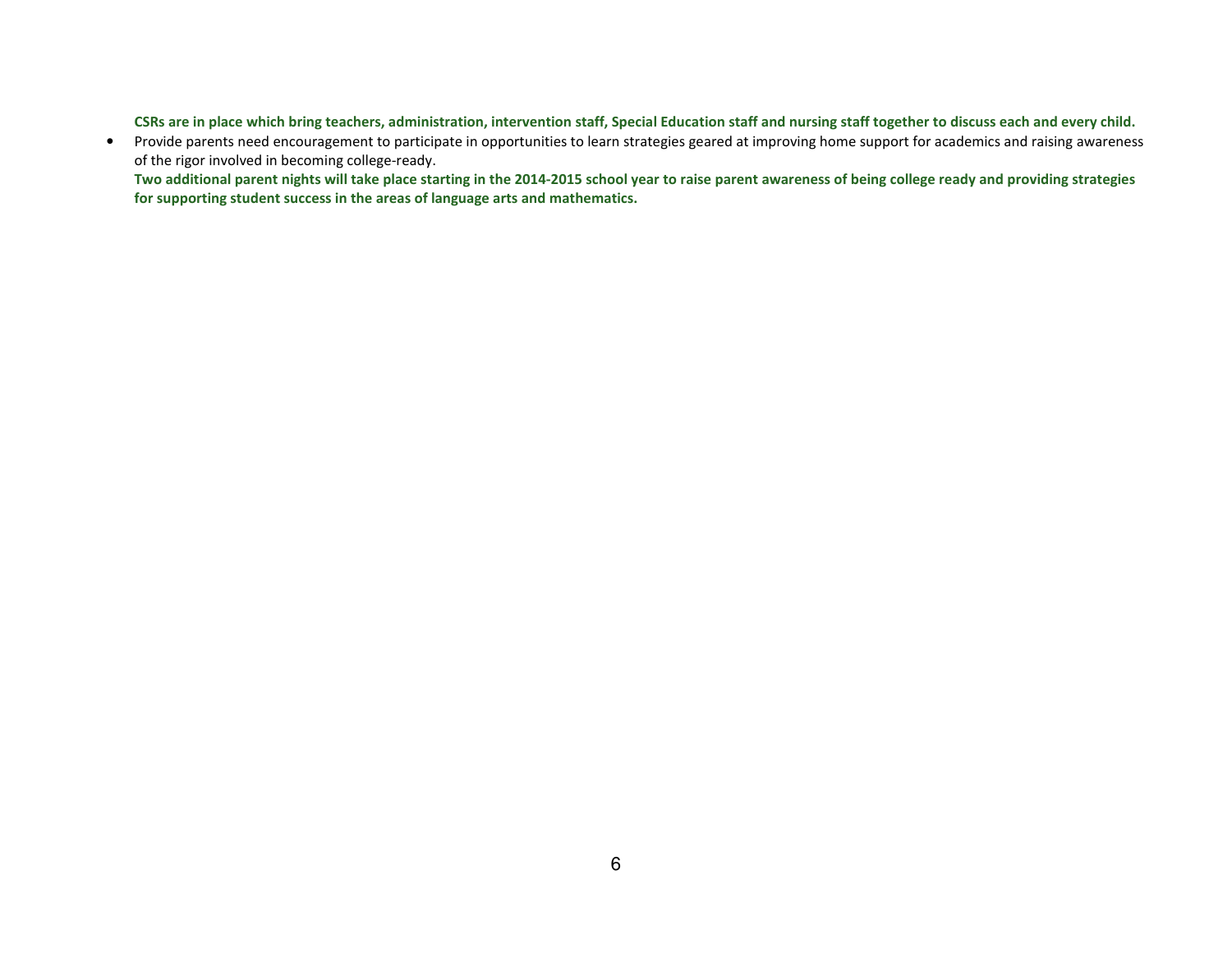**CSRs are in place which bring teachers, administration, intervention staff, Special Education staff and nursing staff together to discuss each and every child.**

- Provide parents need encouragement to participate in opportunities to learn strategies geared at improving home support for academics and raising awareness of the rigor involved in becoming college-ready.
  **Two additional parent nights will take place starting in the 2014-2015 school year to raise parent awareness of being college ready and providing strategies for supporting student success in the areas of language arts and mathematics.**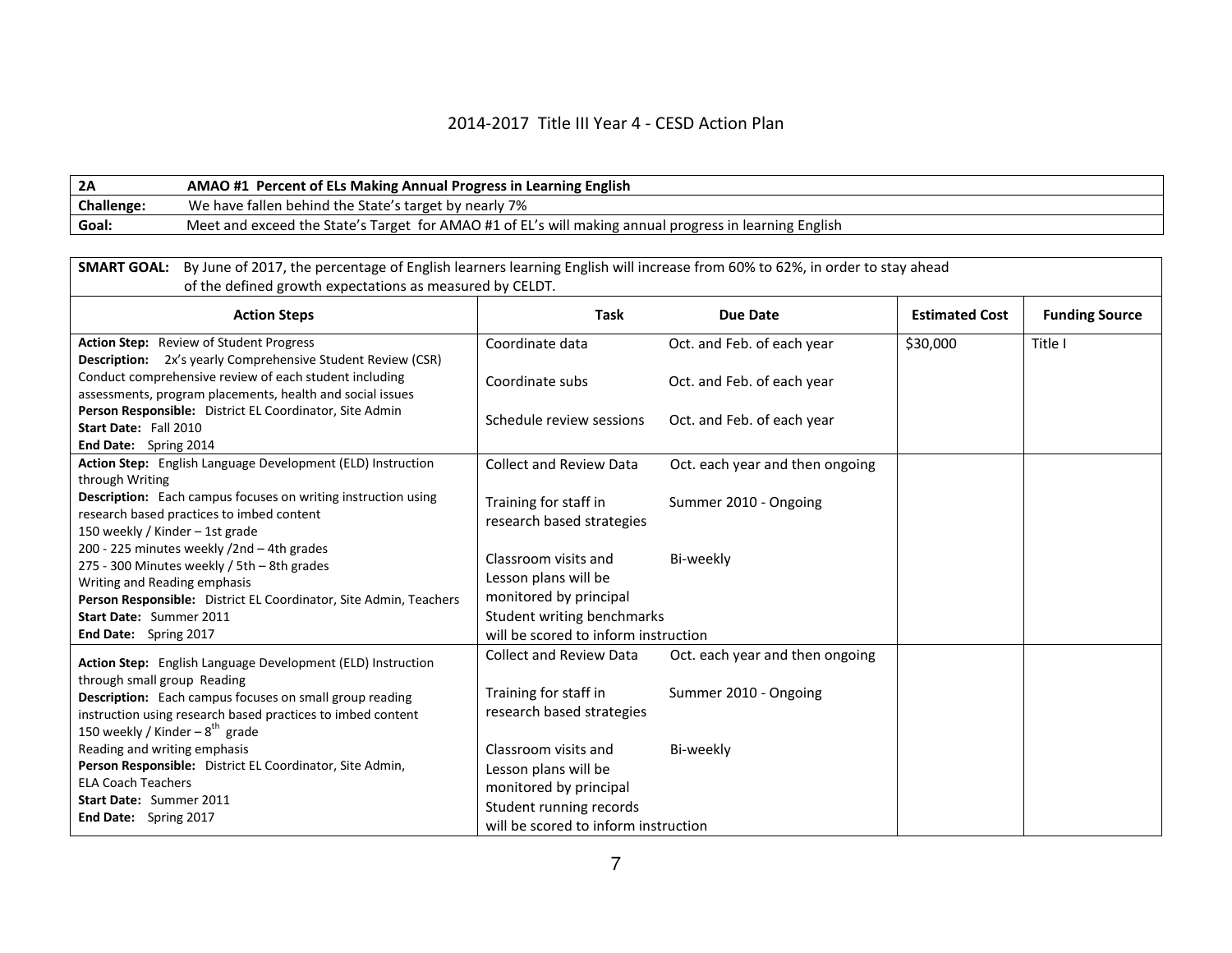## 2014-2017 Title III Year 4 - CESD Action Plan

| **2A** | **AMAO #1 Percent of ELs Making Annual Progress in Learning English** |
|---|---|
| **Challenge:** | We have fallen behind the State's target by nearly 7% |
| **Goal:** | Meet and exceed the State's Target for AMAO #1 of EL's will making annual progress in learning English |

**SMART GOAL:** By June of 2017, the percentage of English learners learning English will increase from 60% to 62%, in order to stay ahead of the defined growth expectations as measured by CELDT.

| Action Steps | Task | Due Date | Estimated Cost | Funding Source |
|---|---|---|---|---|
| **Action Step:** Review of Student Progress<br>**Description:** 2x's yearly Comprehensive Student Review (CSR) Conduct comprehensive review of each student including assessments, program placements, health and social issues<br>**Person Responsible:** District EL Coordinator, Site Admin<br>**Start Date:** Fall 2010<br>**End Date:** Spring 2014 | Coordinate data<br><br>Coordinate subs<br><br>Schedule review sessions | Oct. and Feb. of each year<br><br>Oct. and Feb. of each year<br><br>Oct. and Feb. of each year | $30,000 | Title I |
| **Action Step:** English Language Development (ELD) Instruction through Writing<br>**Description:** Each campus focuses on writing instruction using research based practices to imbed content<br>150 weekly / Kinder – 1st grade<br>200 - 225 minutes weekly /2nd – 4th grades<br>275 - 300 Minutes weekly / 5th – 8th grades<br>Writing and Reading emphasis<br>**Person Responsible:** District EL Coordinator, Site Admin, Teachers<br>**Start Date:** Summer 2011<br>**End Date:** Spring 2017 | Collect and Review Data<br><br>Training for staff in research based strategies<br><br>Classroom visits and Lesson plans will be monitored by principal<br>Student writing benchmarks will be scored to inform instruction | Oct. each year and then ongoing<br><br>Summer 2010 - Ongoing<br><br>Bi-weekly | | |
| **Action Step:** English Language Development (ELD) Instruction through small group Reading<br>**Description:** Each campus focuses on small group reading instruction using research based practices to imbed content<br>150 weekly / Kinder – 8th grade<br>Reading and writing emphasis<br>**Person Responsible:** District EL Coordinator, Site Admin, ELA Coach Teachers<br>**Start Date:** Summer 2011<br>**End Date:** Spring 2017 | Collect and Review Data<br><br>Training for staff in research based strategies<br><br>Classroom visits and Lesson plans will be monitored by principal<br>Student running records will be scored to inform instruction | Oct. each year and then ongoing<br><br>Summer 2010 - Ongoing<br><br>Bi-weekly | | |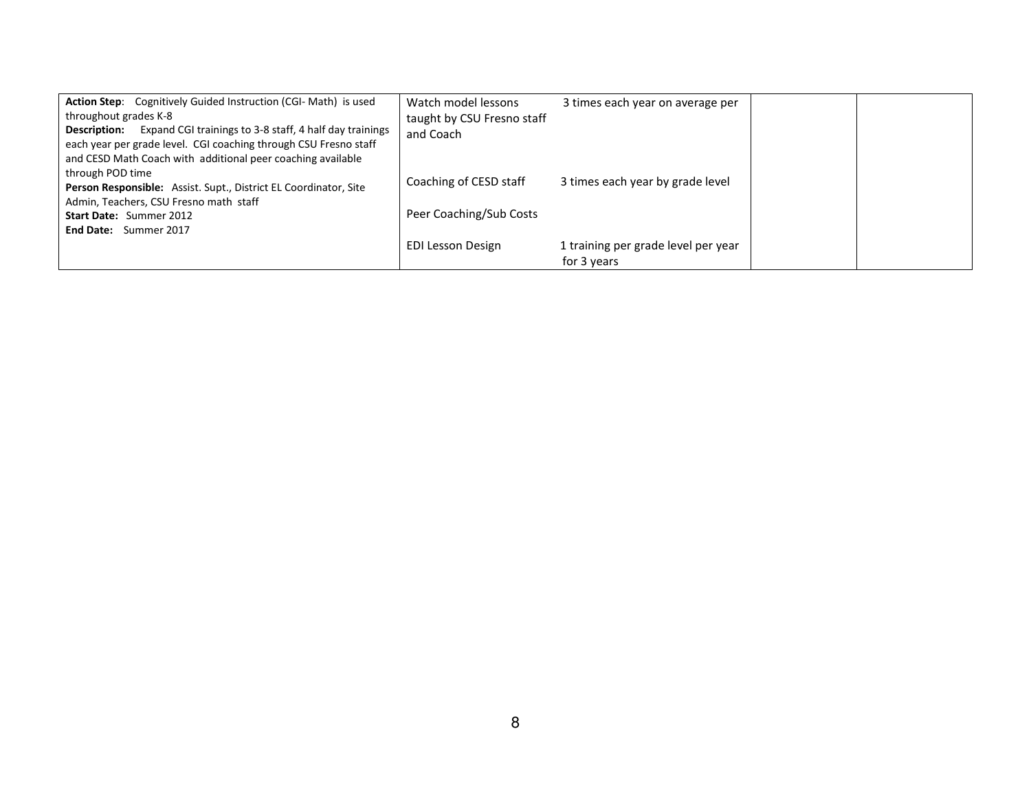| | | | | |
|---|---|---|---|---|
| **Action Step**: Cognitively Guided Instruction (CGI- Math) is used throughout grades K-8<br>**Description:** Expand CGI trainings to 3-8 staff, 4 half day trainings each year per grade level. CGI coaching through CSU Fresno staff and CESD Math Coach with additional peer coaching available through POD time<br>**Person Responsible:** Assist. Supt., District EL Coordinator, Site Admin, Teachers, CSU Fresno math staff<br>**Start Date:** Summer 2012<br>**End Date:** Summer 2017 | Watch model lessons taught by CSU Fresno staff and Coach<br><br>Coaching of CESD staff<br><br>Peer Coaching/Sub Costs<br><br>EDI Lesson Design | 3 times each year on average per<br><br>3 times each year by grade level<br><br><br><br>1 training per grade level per year for 3 years | | |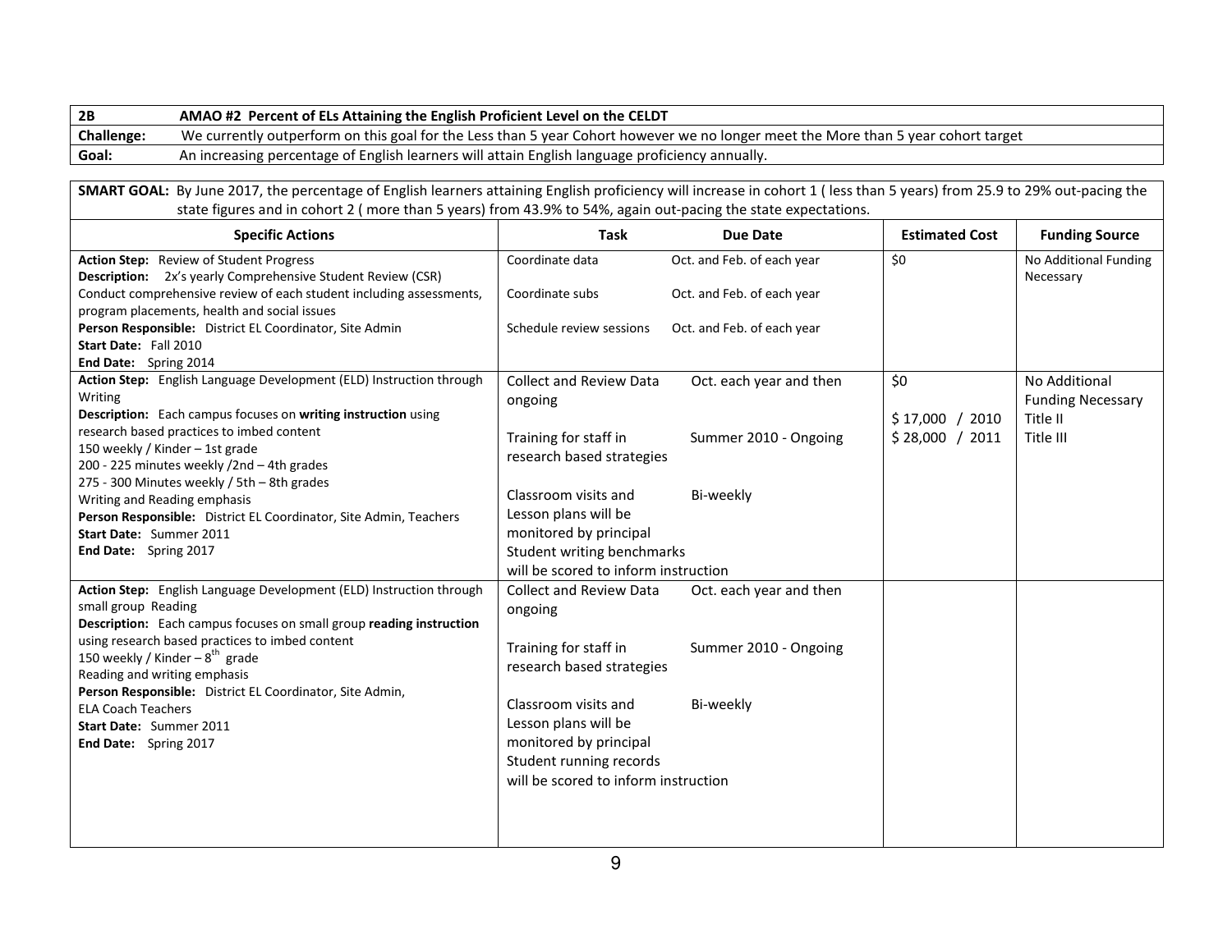| 2B | AMAO #2 Percent of ELs Attaining the English Proficient Level on the CELDT |
|---|---|
| **Challenge:** | We currently outperform on this goal for the Less than 5 year Cohort however we no longer meet the More than 5 year cohort target |
| **Goal:** | An increasing percentage of English learners will attain English language proficiency annually. |

**SMART GOAL:** By June 2017, the percentage of English learners attaining English proficiency will increase in cohort 1 ( less than 5 years) from 25.9 to 29% out-pacing the state figures and in cohort 2 ( more than 5 years) from 43.9% to 54%, again out-pacing the state expectations.

| Specific Actions | Task | Due Date | Estimated Cost | Funding Source |
|---|---|---|---|---|
| **Action Step:** Review of Student Progress<br>**Description:** 2x's yearly Comprehensive Student Review (CSR)<br>Conduct comprehensive review of each student including assessments, program placements, health and social issues<br>**Person Responsible:** District EL Coordinator, Site Admin<br>**Start Date:** Fall 2010<br>**End Date:** Spring 2014 | Coordinate data<br><br>Coordinate subs<br><br>Schedule review sessions | Oct. and Feb. of each year<br><br>Oct. and Feb. of each year<br><br>Oct. and Feb. of each year | $0 | No Additional Funding Necessary |
| **Action Step:** English Language Development (ELD) Instruction through Writing<br>**Description:** Each campus focuses on **writing instruction** using research based practices to imbed content<br>150 weekly / Kinder – 1st grade<br>200 - 225 minutes weekly /2nd – 4th grades<br>275 - 300 Minutes weekly / 5th – 8th grades<br>Writing and Reading emphasis<br>**Person Responsible:** District EL Coordinator, Site Admin, Teachers<br>**Start Date:** Summer 2011<br>**End Date:** Spring 2017 | Collect and Review Data ongoing<br><br>Training for staff in research based strategies<br><br>Classroom visits and Lesson plans will be monitored by principal<br>Student writing benchmarks will be scored to inform instruction | Oct. each year and then<br><br>Summer 2010 - Ongoing<br><br>Bi-weekly | $0<br><br>$ 17,000 / 2010<br>$ 28,000 / 2011 | No Additional Funding Necessary<br>Title II<br>Title III |
| **Action Step:** English Language Development (ELD) Instruction through small group Reading<br>**Description:** Each campus focuses on small group **reading instruction** using research based practices to imbed content<br>150 weekly / Kinder – 8th grade<br>Reading and writing emphasis<br>**Person Responsible:** District EL Coordinator, Site Admin, ELA Coach Teachers<br>**Start Date:** Summer 2011<br>**End Date:** Spring 2017 | Collect and Review Data ongoing<br><br>Training for staff in research based strategies<br><br>Classroom visits and Lesson plans will be monitored by principal<br>Student running records will be scored to inform instruction | Oct. each year and then<br><br>Summer 2010 - Ongoing<br><br>Bi-weekly | | |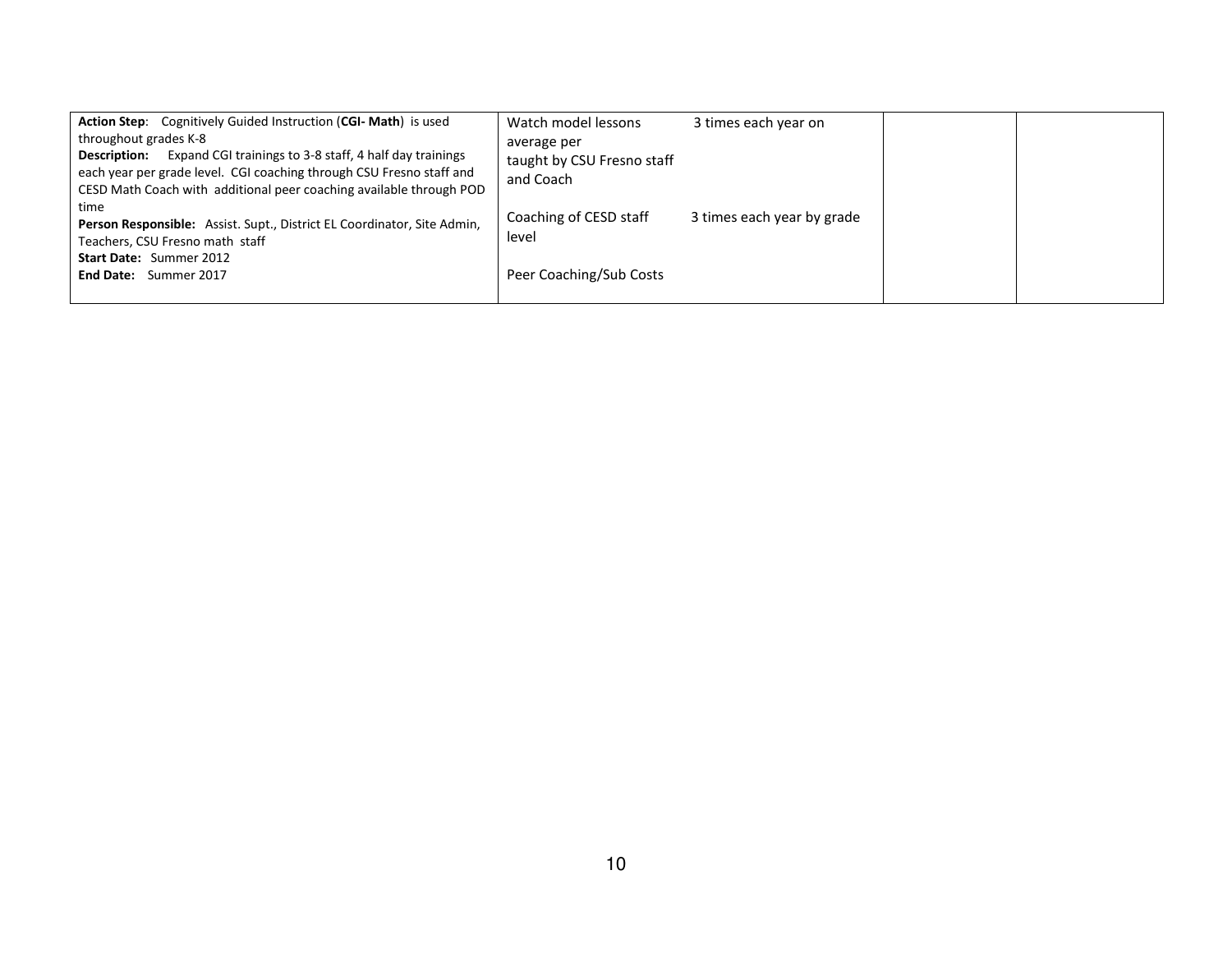| | | | | |
|---|---|---|---|---|
| **Action Step**: Cognitively Guided Instruction (**CGI- Math**) is used throughout grades K-8<br>**Description:** Expand CGI trainings to 3-8 staff, 4 half day trainings each year per grade level. CGI coaching through CSU Fresno staff and CESD Math Coach with additional peer coaching available through POD time<br>**Person Responsible:** Assist. Supt., District EL Coordinator, Site Admin, Teachers, CSU Fresno math staff<br>**Start Date:** Summer 2012<br>**End Date:** Summer 2017 | Watch model lessons average per taught by CSU Fresno staff and Coach<br><br>Coaching of CESD staff level<br><br>Peer Coaching/Sub Costs | 3 times each year on<br><br>3 times each year by grade | | |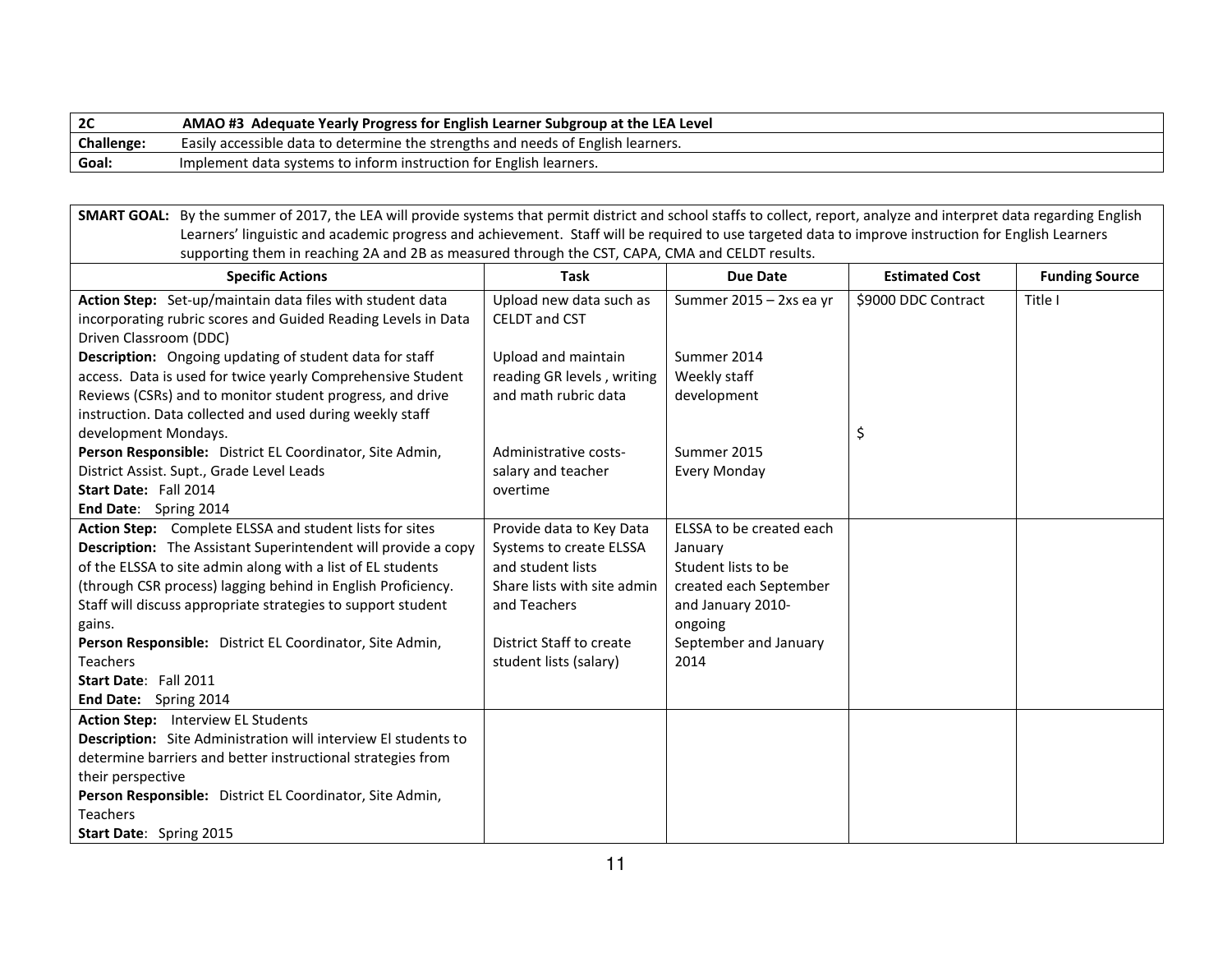| 2C | AMAO #3 Adequate Yearly Progress for English Learner Subgroup at the LEA Level |
|---|---|
| **Challenge:** | Easily accessible data to determine the strengths and needs of English learners. |
| **Goal:** | Implement data systems to inform instruction for English learners. |

**SMART GOAL:** By the summer of 2017, the LEA will provide systems that permit district and school staffs to collect, report, analyze and interpret data regarding English Learners' linguistic and academic progress and achievement. Staff will be required to use targeted data to improve instruction for English Learners supporting them in reaching 2A and 2B as measured through the CST, CAPA, CMA and CELDT results.

| Specific Actions | Task | Due Date | Estimated Cost | Funding Source |
|---|---|---|---|---|
| **Action Step:** Set-up/maintain data files with student data incorporating rubric scores and Guided Reading Levels in Data Driven Classroom (DDC)<br>**Description:** Ongoing updating of student data for staff access. Data is used for twice yearly Comprehensive Student Reviews (CSRs) and to monitor student progress, and drive instruction. Data collected and used during weekly staff development Mondays.<br>**Person Responsible:** District EL Coordinator, Site Admin, District Assist. Supt., Grade Level Leads<br>**Start Date:** Fall 2014<br>**End Date:** Spring 2014 | Upload new data such as CELDT and CST<br><br>Upload and maintain reading GR levels , writing and math rubric data<br><br>Administrative costs- salary and teacher overtime | Summer 2015 – 2xs ea yr<br><br>Summer 2014<br>Weekly staff development<br><br>Summer 2015<br>Every Monday | $9000 DDC Contract<br><br>$ | Title I |
| **Action Step:** Complete ELSSA and student lists for sites<br>**Description:** The Assistant Superintendent will provide a copy of the ELSSA to site admin along with a list of EL students (through CSR process) lagging behind in English Proficiency. Staff will discuss appropriate strategies to support student gains.<br>**Person Responsible:** District EL Coordinator, Site Admin, Teachers<br>**Start Date:** Fall 2011<br>**End Date:** Spring 2014 | Provide data to Key Data Systems to create ELSSA and student lists<br>Share lists with site admin and Teachers<br><br>District Staff to create student lists (salary) | ELSSA to be created each January<br>Student lists to be created each September and January 2010-ongoing<br>September and January 2014 | | |
| **Action Step:** Interview EL Students<br>**Description:** Site Administration will interview El students to determine barriers and better instructional strategies from their perspective<br>**Person Responsible:** District EL Coordinator, Site Admin, Teachers<br>**Start Date:** Spring 2015 | | | | |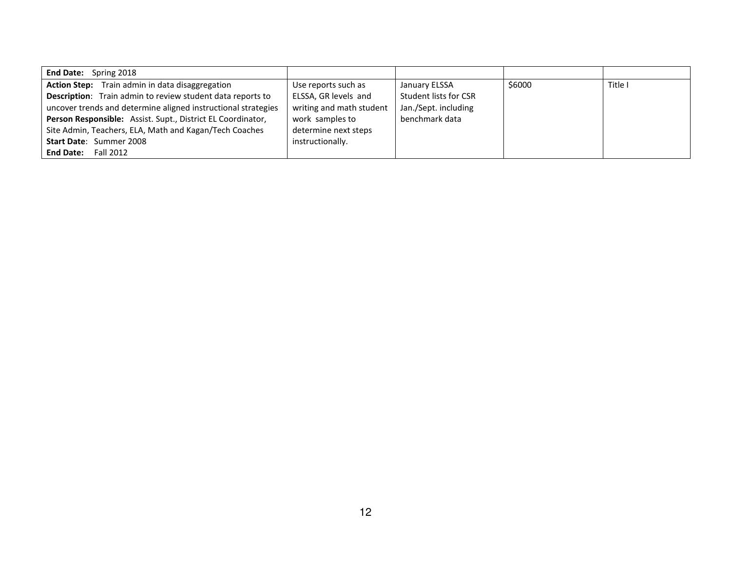| | | | | |
|---|---|---|---|---|
| **End Date:** Spring 2018 | | | | |
| **Action Step:** Train admin in data disaggregation<br>**Description**: Train admin to review student data reports to uncover trends and determine aligned instructional strategies<br>**Person Responsible:** Assist. Supt., District EL Coordinator, Site Admin, Teachers, ELA, Math and Kagan/Tech Coaches<br>**Start Date**: Summer 2008<br>**End Date:** Fall 2012 | Use reports such as ELSSA, GR levels and writing and math student work samples to determine next steps instructionally. | January ELSSA Student lists for CSR Jan./Sept. including benchmark data | $6000 | Title I |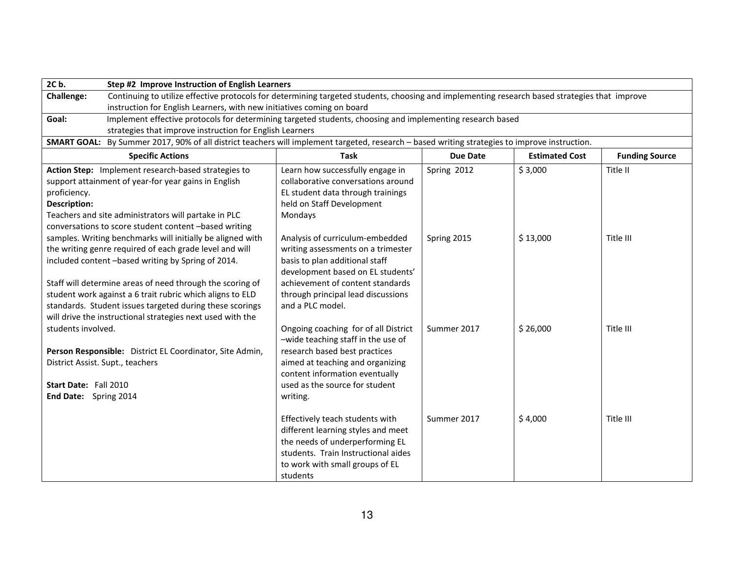| **2C b.** | **Step #2 Improve Instruction of English Learners** | | | |
|---|---|---|---|---|
| **Challenge:** | Continuing to utilize effective protocols for determining targeted students, choosing and implementing research based strategies that improve instruction for English Learners, with new initiatives coming on board | | | |
| **Goal:** | Implement effective protocols for determining targeted students, choosing and implementing research based strategies that improve instruction for English Learners | | | |
| **SMART GOAL:** | By Summer 2017, 90% of all district teachers will implement targeted, research – based writing strategies to improve instruction. | | | |
| **Specific Actions** | **Task** | **Due Date** | **Estimated Cost** | **Funding Source** |
| **Action Step:** Implement research-based strategies to support attainment of year-for year gains in English proficiency.<br>**Description:**<br>Teachers and site administrators will partake in PLC conversations to score student content –based writing samples. Writing benchmarks will initially be aligned with the writing genre required of each grade level and will included content –based writing by Spring of 2014.<br><br>Staff will determine areas of need through the scoring of student work against a 6 trait rubric which aligns to ELD standards. Student issues targeted during these scorings will drive the instructional strategies next used with the students involved.<br><br>**Person Responsible:** District EL Coordinator, Site Admin, District Assist. Supt., teachers<br><br>**Start Date:** Fall 2010<br>**End Date:** Spring 2014 | Learn how successfully engage in collaborative conversations around EL student data through trainings held on Staff Development Mondays | Spring 2012 | $ 3,000 | Title II |
| | Analysis of curriculum-embedded writing assessments on a trimester basis to plan additional staff development based on EL students' achievement of content standards through principal lead discussions and a PLC model. | Spring 2015 | $ 13,000 | Title III |
| | Ongoing coaching for of all District –wide teaching staff in the use of research based best practices aimed at teaching and organizing content information eventually used as the source for student writing. | Summer 2017 | $ 26,000 | Title III |
| | Effectively teach students with different learning styles and meet the needs of underperforming EL students. Train Instructional aides to work with small groups of EL students | Summer 2017 | $ 4,000 | Title III |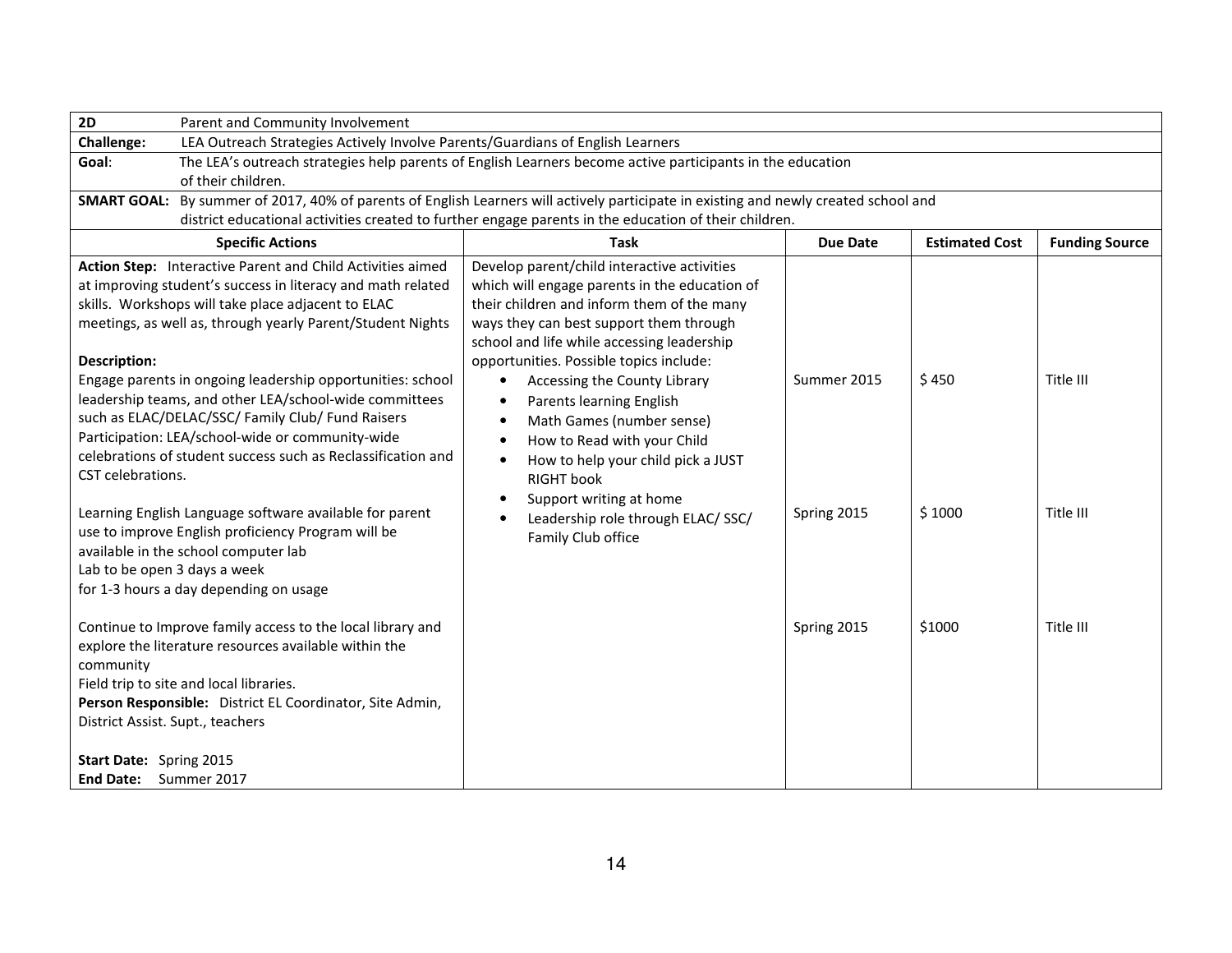| **2D** | Parent and Community Involvement | | | |
|---|---|---|---|---|
| **Challenge:** | LEA Outreach Strategies Actively Involve Parents/Guardians of English Learners | | | |
| **Goal**: | The LEA's outreach strategies help parents of English Learners become active participants in the education of their children. | | | |
| **SMART GOAL:** | By summer of 2017, 40% of parents of English Learners will actively participate in existing and newly created school and district educational activities created to further engage parents in the education of their children. | | | |
| **Specific Actions** | **Task** | **Due Date** | **Estimated Cost** | **Funding Source** |
| **Action Step:** Interactive Parent and Child Activities aimed at improving student's success in literacy and math related skills. Workshops will take place adjacent to ELAC meetings, as well as, through yearly Parent/Student Nights<br><br>**Description:**<br>Engage parents in ongoing leadership opportunities: school leadership teams, and other LEA/school-wide committees such as ELAC/DELAC/SSC/ Family Club/ Fund Raisers Participation: LEA/school-wide or community-wide celebrations of student success such as Reclassification and CST celebrations. | Develop parent/child interactive activities which will engage parents in the education of their children and inform them of the many ways they can best support them through school and life while accessing leadership opportunities. Possible topics include:<br>• Accessing the County Library<br>• Parents learning English<br>• Math Games (number sense)<br>• How to Read with your Child<br>• How to help your child pick a JUST RIGHT book<br>• Support writing at home<br>• Leadership role through ELAC/ SSC/ Family Club office | Summer 2015 | $ 450 | Title III |
| Learning English Language software available for parent use to improve English proficiency Program will be available in the school computer lab<br>Lab to be open 3 days a week<br>for 1-3 hours a day depending on usage | | Spring 2015 | $ 1000 | Title III |
| Continue to Improve family access to the local library and explore the literature resources available within the community<br>Field trip to site and local libraries.<br>**Person Responsible:** District EL Coordinator, Site Admin, District Assist. Supt., teachers<br><br>**Start Date:** Spring 2015<br>**End Date:** Summer 2017 | | Spring 2015 | $1000 | Title III |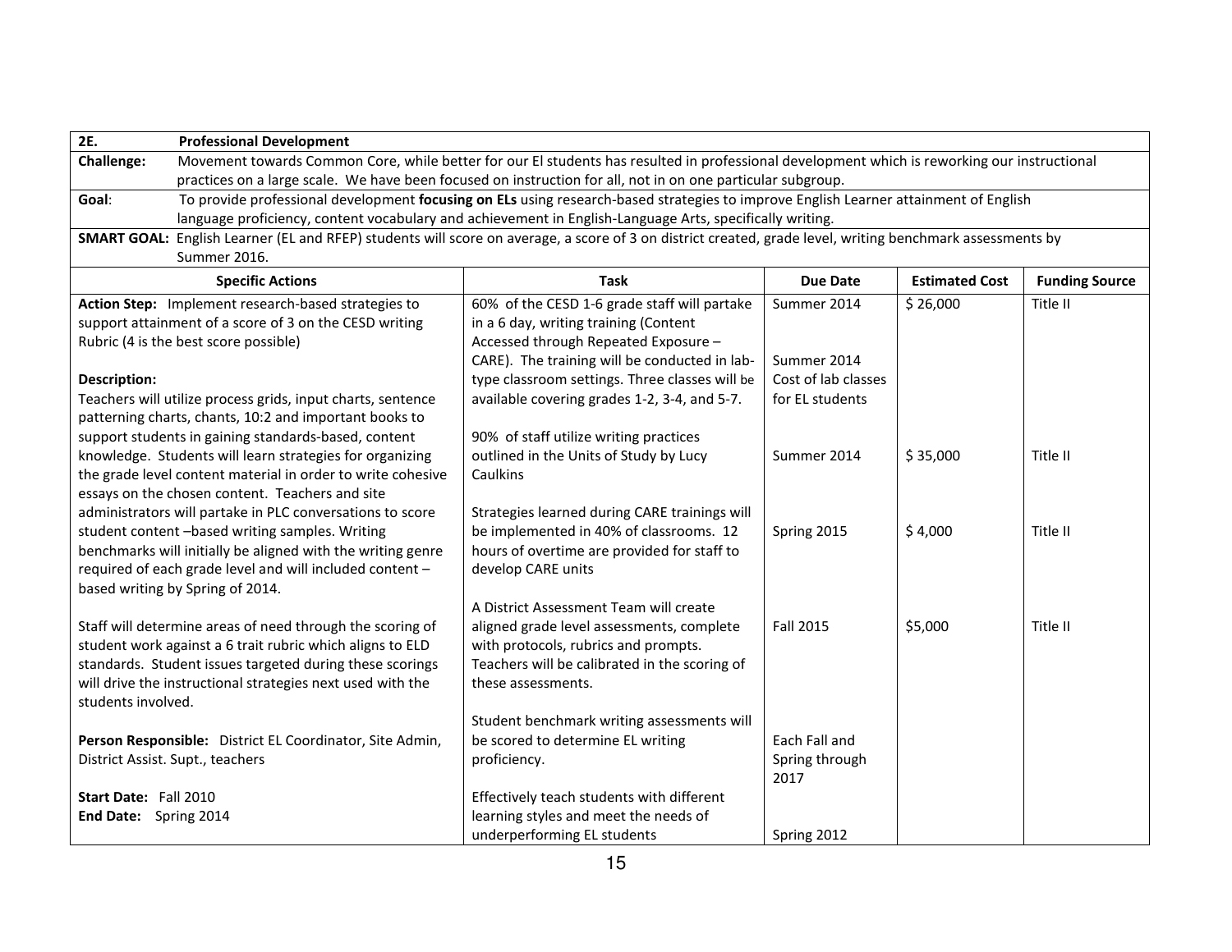| 2E. Professional Development | | | | |
|---|---|---|---|---|
| **Challenge:** Movement towards Common Core, while better for our El students has resulted in professional development which is reworking our instructional practices on a large scale. We have been focused on instruction for all, not in on one particular subgroup. | | | | |
| **Goal**: To provide professional development **focusing on ELs** using research-based strategies to improve English Learner attainment of English language proficiency, content vocabulary and achievement in English-Language Arts, specifically writing. | | | | |
| **SMART GOAL:** English Learner (EL and RFEP) students will score on average, a score of 3 on district created, grade level, writing benchmark assessments by Summer 2016. | | | | |
| **Specific Actions** | **Task** | **Due Date** | **Estimated Cost** | **Funding Source** |
| **Action Step:** Implement research-based strategies to support attainment of a score of 3 on the CESD writing Rubric (4 is the best score possible)<br><br>**Description:**<br>Teachers will utilize process grids, input charts, sentence patterning charts, chants, 10:2 and important books to support students in gaining standards-based, content knowledge. Students will learn strategies for organizing the grade level content material in order to write cohesive essays on the chosen content. Teachers and site administrators will partake in PLC conversations to score student content –based writing samples. Writing benchmarks will initially be aligned with the writing genre required of each grade level and will included content –based writing by Spring of 2014.<br><br>Staff will determine areas of need through the scoring of student work against a 6 trait rubric which aligns to ELD standards. Student issues targeted during these scorings will drive the instructional strategies next used with the students involved.<br><br>**Person Responsible:** District EL Coordinator, Site Admin, District Assist. Supt., teachers<br><br>**Start Date:** Fall 2010<br>**End Date:** Spring 2014 | 60% of the CESD 1-6 grade staff will partake in a 6 day, writing training (Content Accessed through Repeated Exposure – CARE). The training will be conducted in lab-type classroom settings. Three classes will be available covering grades 1-2, 3-4, and 5-7.<br><br>90% of staff utilize writing practices outlined in the Units of Study by Lucy Caulkins<br><br>Strategies learned during CARE trainings will be implemented in 40% of classrooms. 12 hours of overtime are provided for staff to develop CARE units<br><br>A District Assessment Team will create aligned grade level assessments, complete with protocols, rubrics and prompts. Teachers will be calibrated in the scoring of these assessments.<br><br>Student benchmark writing assessments will be scored to determine EL writing proficiency.<br><br>Effectively teach students with different learning styles and meet the needs of underperforming EL students | Summer 2014<br><br>Summer 2014 Cost of lab classes for EL students<br><br>Summer 2014<br><br>Spring 2015<br><br>Fall 2015<br><br>Each Fall and Spring through 2017<br><br>Spring 2012 | $ 26,000<br><br>$ 35,000<br><br>$ 4,000<br><br>$5,000 | Title II<br><br>Title II<br><br>Title II<br><br>Title II |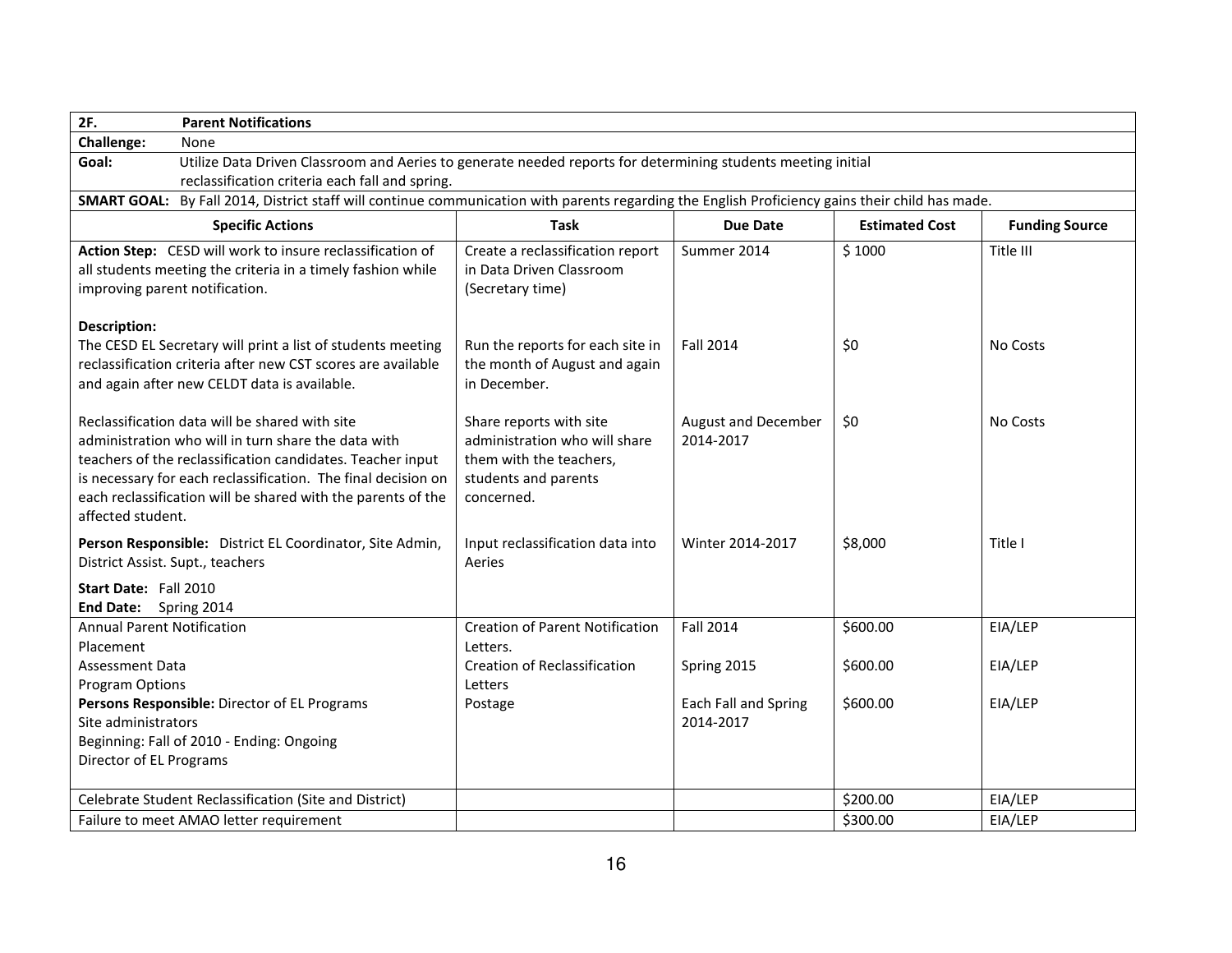| 2F. Parent Notifications | | | | |
|---|---|---|---|---|
| **Challenge:** None | | | | |
| **Goal:** Utilize Data Driven Classroom and Aeries to generate needed reports for determining students meeting initial reclassification criteria each fall and spring. | | | | |
| **SMART GOAL:** By Fall 2014, District staff will continue communication with parents regarding the English Proficiency gains their child has made. | | | | |
| **Specific Actions** | **Task** | **Due Date** | **Estimated Cost** | **Funding Source** |
| **Action Step:** CESD will work to insure reclassification of all students meeting the criteria in a timely fashion while improving parent notification. | Create a reclassification report in Data Driven Classroom (Secretary time) | Summer 2014 | $ 1000 | Title III |
| **Description:** The CESD EL Secretary will print a list of students meeting reclassification criteria after new CST scores are available and again after new CELDT data is available. | Run the reports for each site in the month of August and again in December. | Fall 2014 | $0 | No Costs |
| Reclassification data will be shared with site administration who will in turn share the data with teachers of the reclassification candidates. Teacher input is necessary for each reclassification. The final decision on each reclassification will be shared with the parents of the affected student. | Share reports with site administration who will share them with the teachers, students and parents concerned. | August and December 2014-2017 | $0 | No Costs |
| **Person Responsible:** District EL Coordinator, Site Admin, District Assist. Supt., teachers<br>**Start Date:** Fall 2010<br>**End Date:** Spring 2014 | Input reclassification data into Aeries | Winter 2014-2017 | $8,000 | Title I |
| Annual Parent Notification<br>Placement<br>Assessment Data<br>Program Options<br>**Persons Responsible:** Director of EL Programs<br>Site administrators<br>Beginning: Fall of 2010 - Ending: Ongoing<br>Director of EL Programs | Creation of Parent Notification Letters.<br>Creation of Reclassification Letters<br>Postage | Fall 2014<br>Spring 2015<br>Each Fall and Spring 2014-2017 | $600.00<br>$600.00<br>$600.00 | EIA/LEP<br>EIA/LEP<br>EIA/LEP |
| Celebrate Student Reclassification (Site and District) | | | $200.00 | EIA/LEP |
| Failure to meet AMAO letter requirement | | | $300.00 | EIA/LEP |